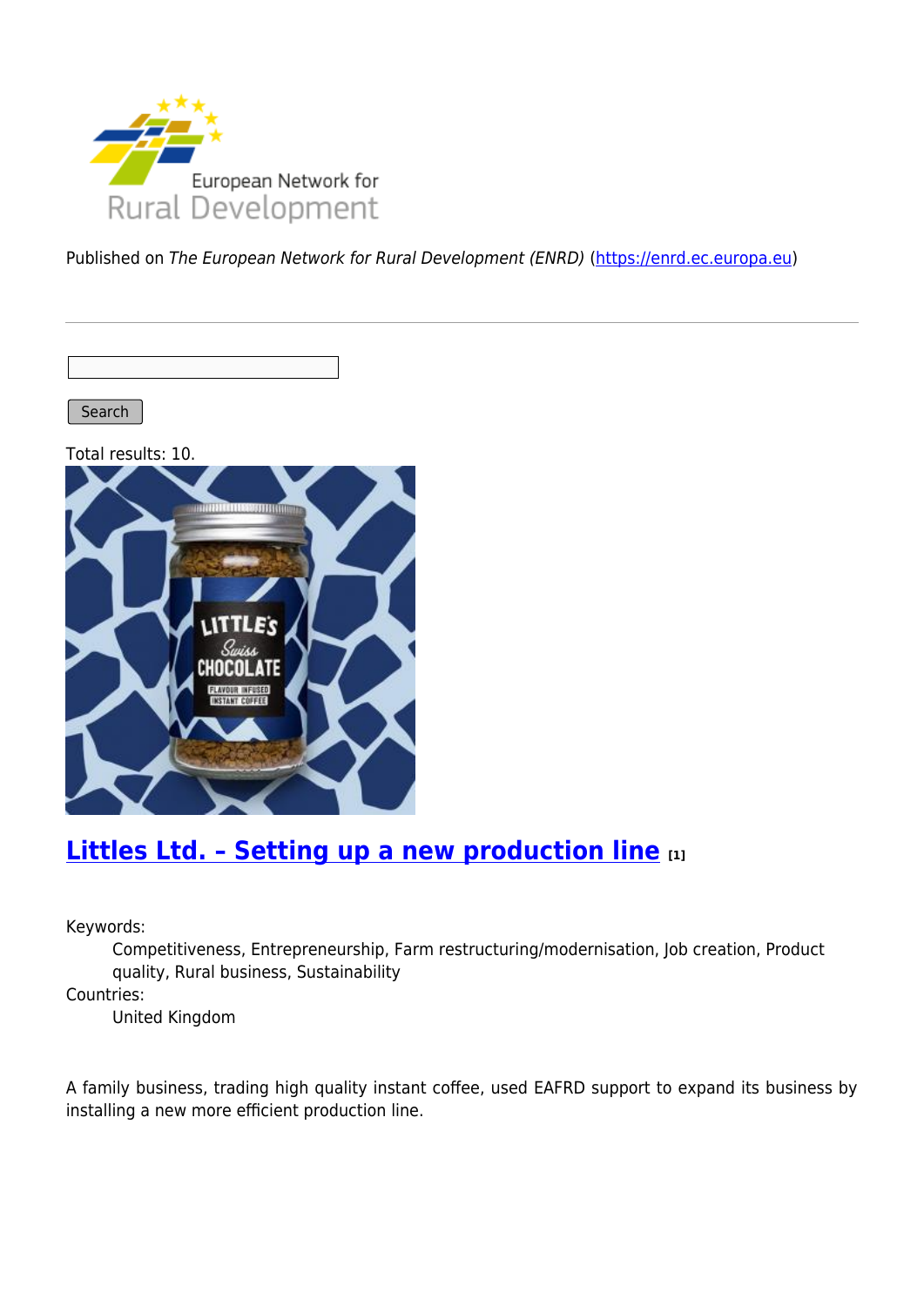Published on *The European Network for Rural Development (ENRD)* (https://enrd.ec.europa.eu)

Search

Total results: 10.

## Littles Ltd. – Setting up a new production line [1]

Keywords:
Competitiveness, Entrepreneurship, Farm restructuring/modernisation, Job creation, Product quality, Rural business, Sustainability

Countries:
United Kingdom

A family business, trading high quality instant coffee, used EAFRD support to expand its business by installing a new more efficient production line.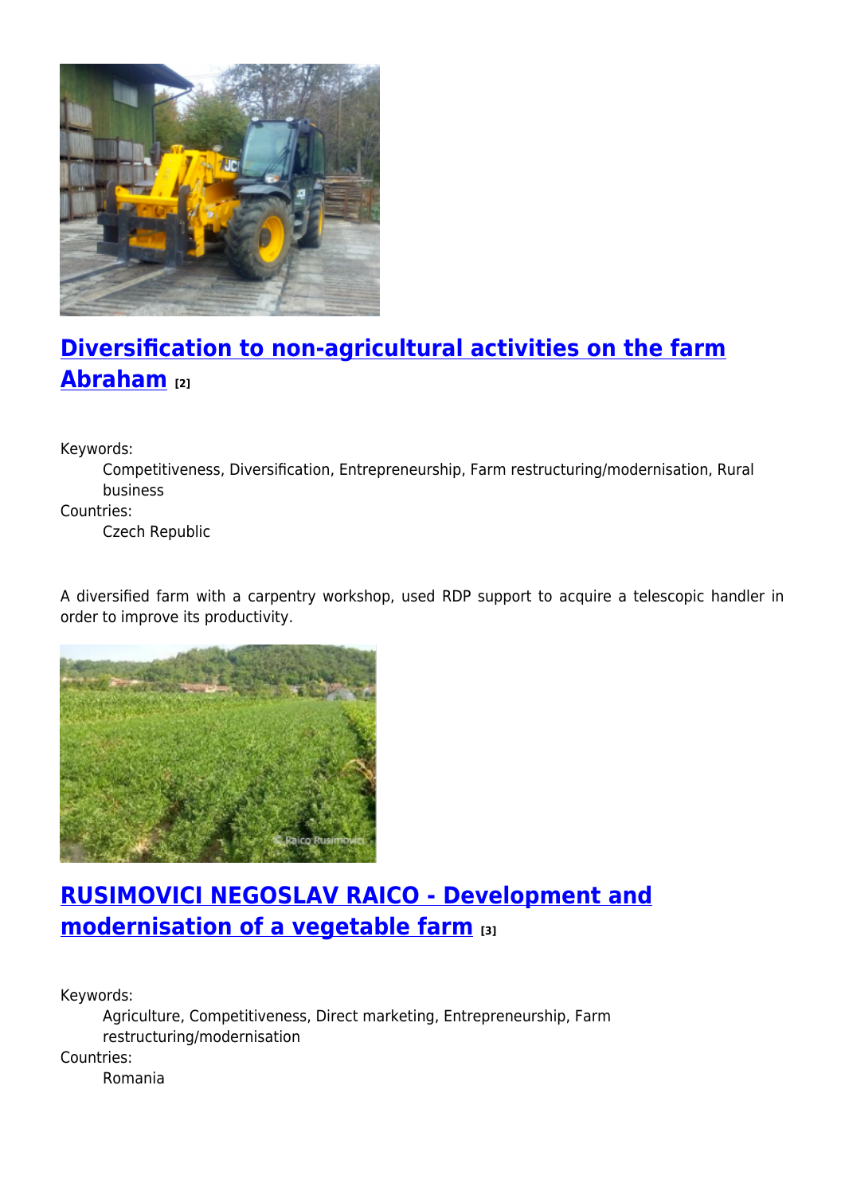## Diversification to non-agricultural activities on the farm Abraham [2]

Keywords:
: Competitiveness, Diversification, Entrepreneurship, Farm restructuring/modernisation, Rural business

Countries:
: Czech Republic

A diversified farm with a carpentry workshop, used RDP support to acquire a telescopic handler in order to improve its productivity.

## RUSIMOVICI NEGOSLAV RAICO - Development and modernisation of a vegetable farm [3]

Keywords:
: Agriculture, Competitiveness, Direct marketing, Entrepreneurship, Farm restructuring/modernisation

Countries:
: Romania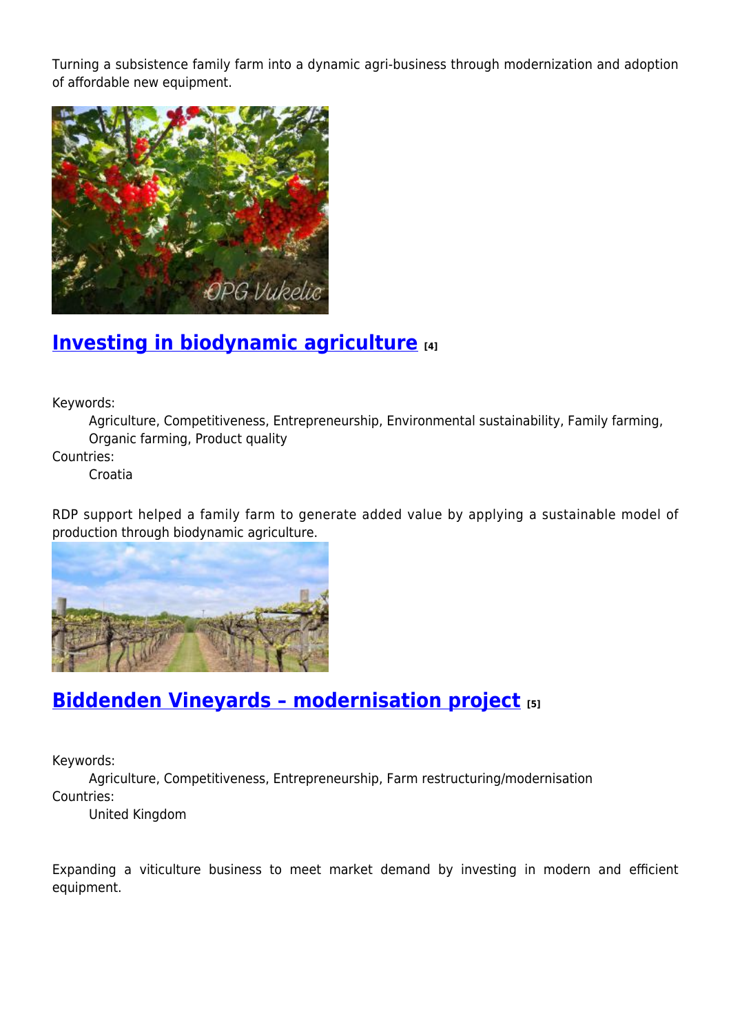Turning a subsistence family farm into a dynamic agri-business through modernization and adoption of affordable new equipment.

## Investing in biodynamic agriculture [4]

Keywords:
: Agriculture, Competitiveness, Entrepreneurship, Environmental sustainability, Family farming, Organic farming, Product quality

Countries:
: Croatia

RDP support helped a family farm to generate added value by applying a sustainable model of production through biodynamic agriculture.

## Biddenden Vineyards – modernisation project [5]

Keywords:
: Agriculture, Competitiveness, Entrepreneurship, Farm restructuring/modernisation

Countries:
: United Kingdom

Expanding a viticulture business to meet market demand by investing in modern and efficient equipment.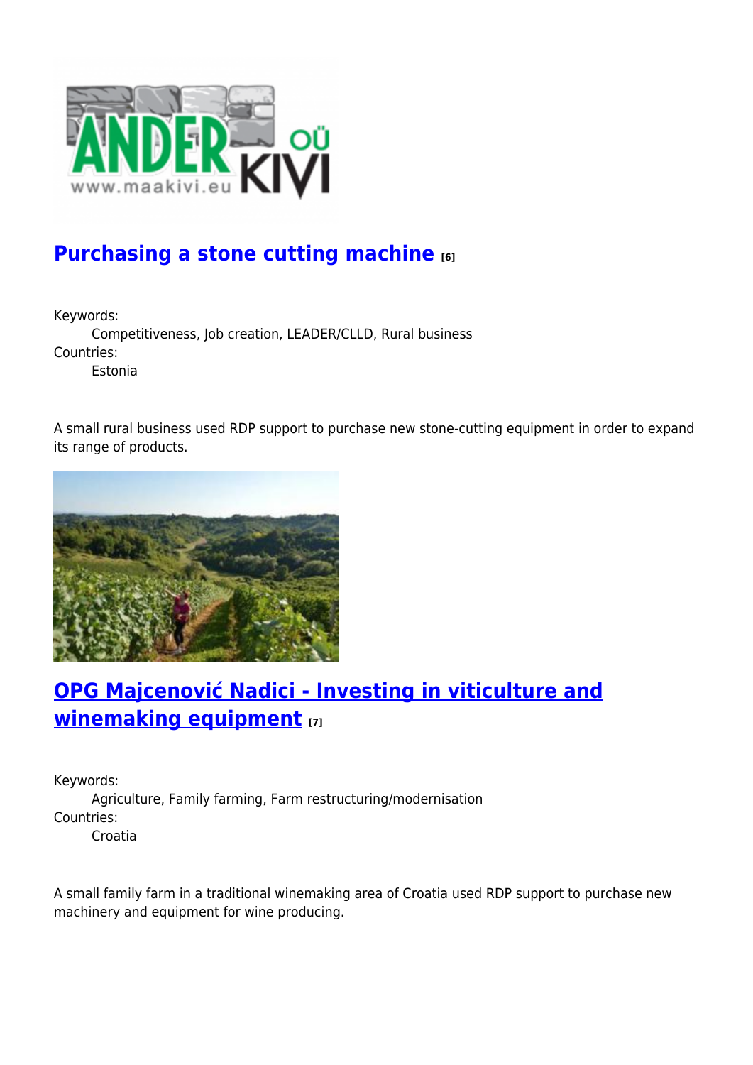## Purchasing a stone cutting machine [6]

Keywords:
    Competitiveness, Job creation, LEADER/CLLD, Rural business
Countries:
    Estonia

A small rural business used RDP support to purchase new stone-cutting equipment in order to expand its range of products.

## OPG Majcenović Nadici - Investing in viticulture and winemaking equipment [7]

Keywords:
    Agriculture, Family farming, Farm restructuring/modernisation
Countries:
    Croatia

A small family farm in a traditional winemaking area of Croatia used RDP support to purchase new machinery and equipment for wine producing.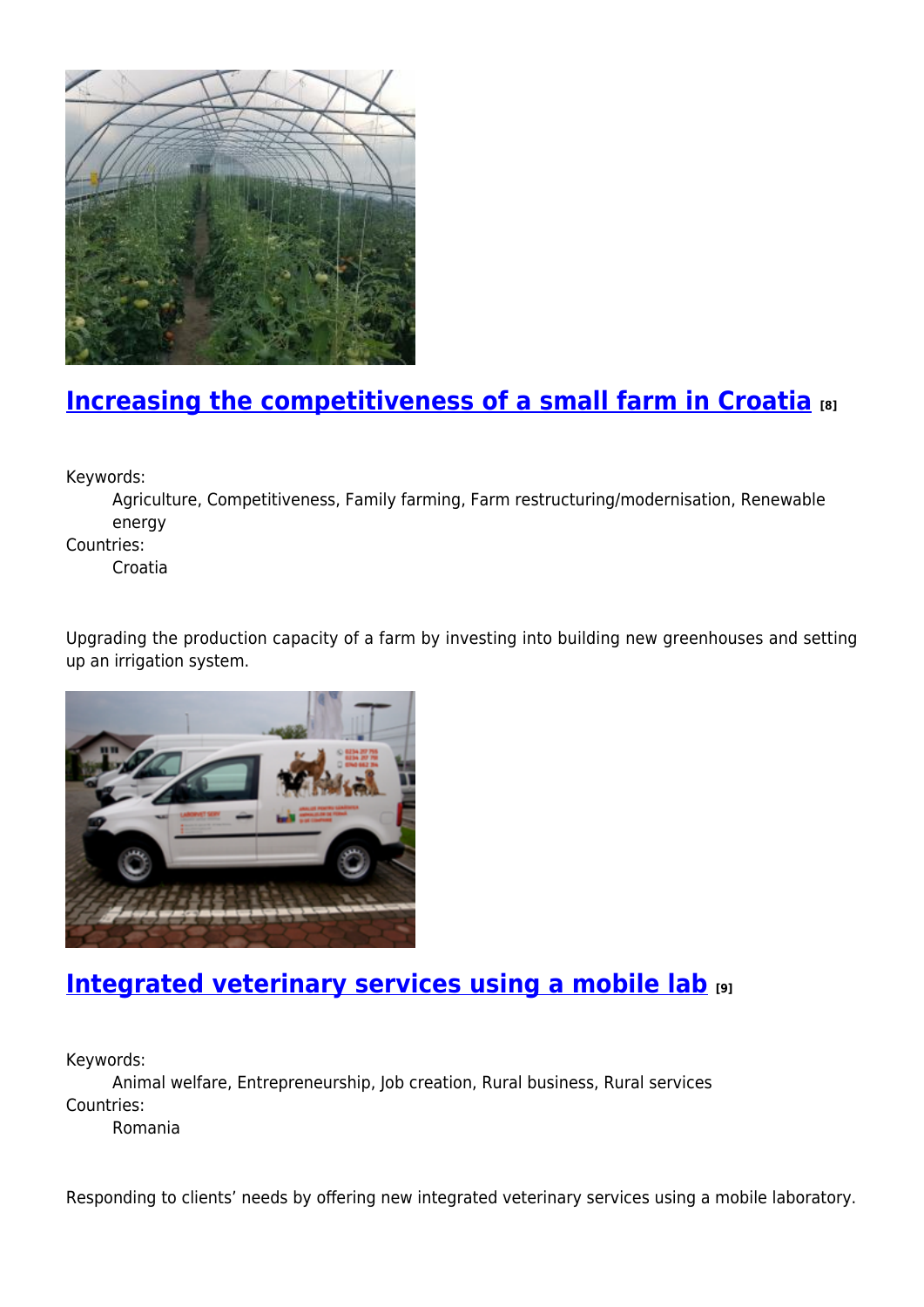## Increasing the competitiveness of a small farm in Croatia [8]

Keywords:
: Agriculture, Competitiveness, Family farming, Farm restructuring/modernisation, Renewable energy

Countries:
: Croatia

Upgrading the production capacity of a farm by investing into building new greenhouses and setting up an irrigation system.

## Integrated veterinary services using a mobile lab [9]

Keywords:
: Animal welfare, Entrepreneurship, Job creation, Rural business, Rural services

Countries:
: Romania

Responding to clients' needs by offering new integrated veterinary services using a mobile laboratory.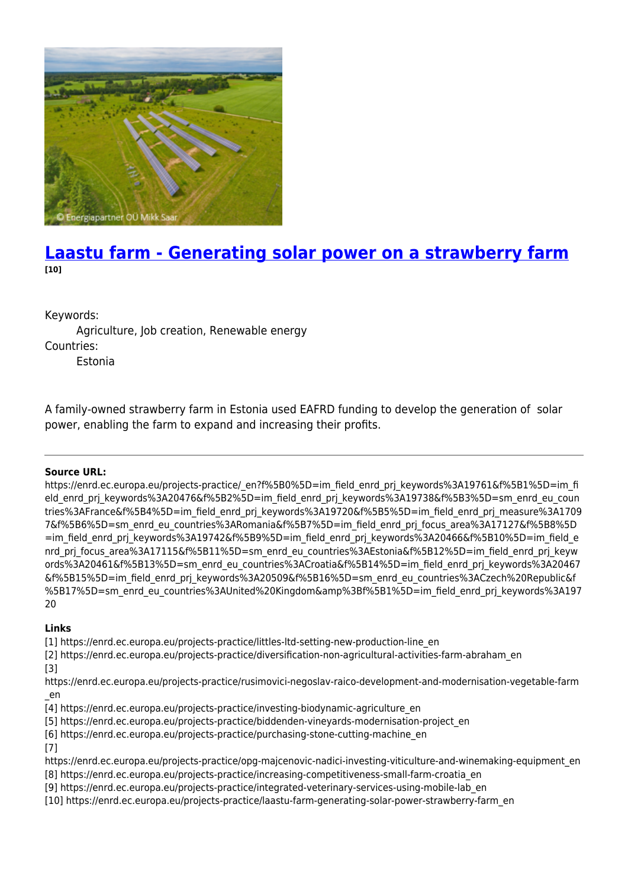## [Laastu farm - Generating solar power on a strawberry farm](https://enrd.ec.europa.eu/projects-practice/laastu-farm-generating-solar-power-strawberry-farm_en)

**[10]**

Keywords:

Agriculture, Job creation, Renewable energy

Countries:

Estonia

A family-owned strawberry farm in Estonia used EAFRD funding to develop the generation of solar power, enabling the farm to expand and increasing their profits.

---

**Source URL:**
https://enrd.ec.europa.eu/projects-practice/_en?f%5B0%5D=im_field_enrd_prj_keywords%3A19761&f%5B1%5D=im_field_enrd_prj_keywords%3A20476&f%5B2%5D=im_field_enrd_prj_keywords%3A19738&f%5B3%5D=sm_enrd_eu_countries%3AFrance&f%5B4%5D=im_field_enrd_prj_keywords%3A19720&f%5B5%5D=im_field_enrd_prj_measure%3A17097&f%5B6%5D=sm_enrd_eu_countries%3ARomania&f%5B7%5D=im_field_enrd_prj_focus_area%3A17127&f%5B8%5D=im_field_enrd_prj_keywords%3A19742&f%5B9%5D=im_field_enrd_prj_keywords%3A20466&f%5B10%5D=im_field_enrd_prj_focus_area%3A17115&f%5B11%5D=sm_enrd_eu_countries%3AEstonia&f%5B12%5D=im_field_enrd_prj_keywords%3A20461&f%5B13%5D=sm_enrd_eu_countries%3ACroatia&f%5B14%5D=im_field_enrd_prj_keywords%3A20467&f%5B15%5D=im_field_enrd_prj_keywords%3A20509&f%5B16%5D=sm_enrd_eu_countries%3ACzech%20Republic&f%5B17%5D=sm_enrd_eu_countries%3AUnited%20Kingdom&amp%3Bf%5B1%5D=im_field_enrd_prj_keywords%3A19720

**Links**

[1] https://enrd.ec.europa.eu/projects-practice/littles-ltd-setting-new-production-line_en
[2] https://enrd.ec.europa.eu/projects-practice/diversification-non-agricultural-activities-farm-abraham_en
[3] https://enrd.ec.europa.eu/projects-practice/rusimovici-negoslav-raico-development-and-modernisation-vegetable-farm_en
[4] https://enrd.ec.europa.eu/projects-practice/investing-biodynamic-agriculture_en
[5] https://enrd.ec.europa.eu/projects-practice/biddenden-vineyards-modernisation-project_en
[6] https://enrd.ec.europa.eu/projects-practice/purchasing-stone-cutting-machine_en
[7] https://enrd.ec.europa.eu/projects-practice/opg-majcenovic-nadici-investing-viticulture-and-winemaking-equipment_en
[8] https://enrd.ec.europa.eu/projects-practice/increasing-competitiveness-small-farm-croatia_en
[9] https://enrd.ec.europa.eu/projects-practice/integrated-veterinary-services-using-mobile-lab_en
[10] https://enrd.ec.europa.eu/projects-practice/laastu-farm-generating-solar-power-strawberry-farm_en